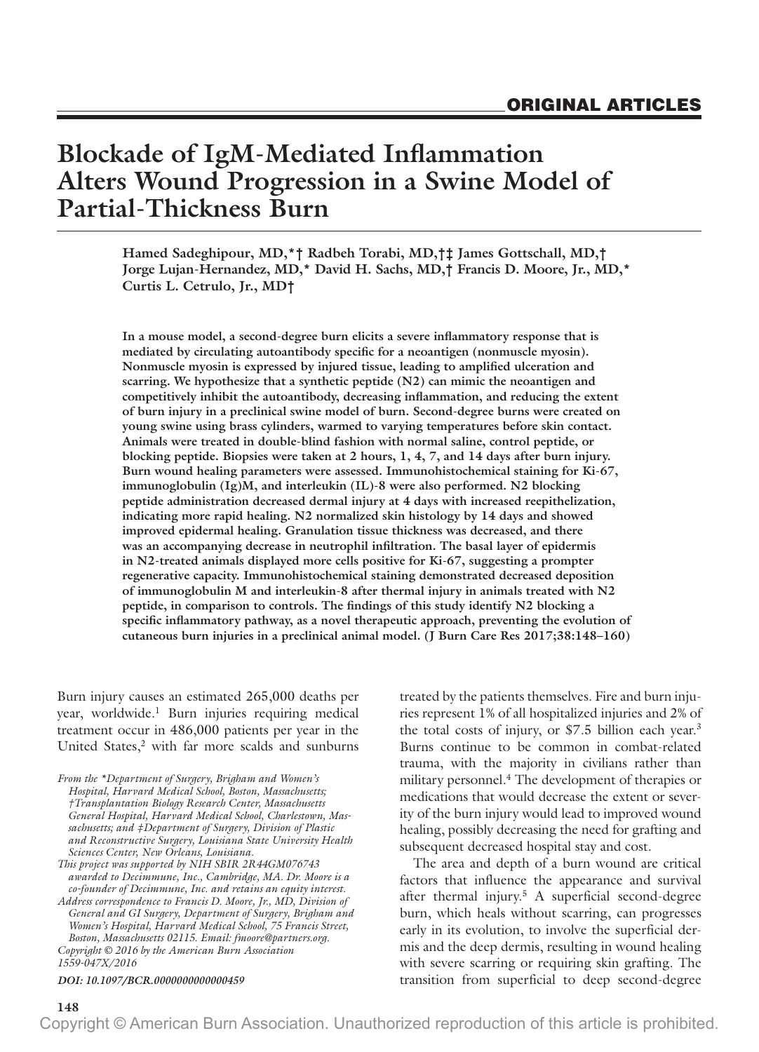ORIGINAL ARTICLES

# Blockade of IgM-Mediated Inflammation Alters Wound Progression in a Swine Model of Partial-Thickness Burn

**Hamed Sadeghipour, MD,\*† Radbeh Torabi, MD,†‡ James Gottschall, MD,† Jorge Lujan-Hernandez, MD,\* David H. Sachs, MD,† Francis D. Moore, Jr., MD,\* Curtis L. Cetrulo, Jr., MD†**

**In a mouse model, a second-degree burn elicits a severe inflammatory response that is mediated by circulating autoantibody specific for a neoantigen (nonmuscle myosin). Nonmuscle myosin is expressed by injured tissue, leading to amplified ulceration and scarring. We hypothesize that a synthetic peptide (N2) can mimic the neoantigen and competitively inhibit the autoantibody, decreasing inflammation, and reducing the extent of burn injury in a preclinical swine model of burn. Second-degree burns were created on young swine using brass cylinders, warmed to varying temperatures before skin contact. Animals were treated in double-blind fashion with normal saline, control peptide, or blocking peptide. Biopsies were taken at 2 hours, 1, 4, 7, and 14 days after burn injury. Burn wound healing parameters were assessed. Immunohistochemical staining for Ki-67, immunoglobulin (Ig)M, and interleukin (IL)-8 were also performed. N2 blocking peptide administration decreased dermal injury at 4 days with increased reepithelization, indicating more rapid healing. N2 normalized skin histology by 14 days and showed improved epidermal healing. Granulation tissue thickness was decreased, and there was an accompanying decrease in neutrophil infiltration. The basal layer of epidermis in N2-treated animals displayed more cells positive for Ki-67, suggesting a prompter regenerative capacity. Immunohistochemical staining demonstrated decreased deposition of immunoglobulin M and interleukin-8 after thermal injury in animals treated with N2 peptide, in comparison to controls. The findings of this study identify N2 blocking a specific inflammatory pathway, as a novel therapeutic approach, preventing the evolution of cutaneous burn injuries in a preclinical animal model. (J Burn Care Res 2017;38:148–160)**

Burn injury causes an estimated 265,000 deaths per year, worldwide.[1] Burn injuries requiring medical treatment occur in 486,000 patients per year in the United States,[2] with far more scalds and sunburns treated by the patients themselves. Fire and burn injuries represent 1% of all hospitalized injuries and 2% of the total costs of injury, or $7.5 billion each year.[3] Burns continue to be common in combat-related trauma, with the majority in civilians rather than military personnel.[4] The development of therapies or medications that would decrease the extent or severity of the burn injury would lead to improved wound healing, possibly decreasing the need for grafting and subsequent decreased hospital stay and cost.

The area and depth of a burn wound are critical factors that influence the appearance and survival after thermal injury.[5] A superficial second-degree burn, which heals without scarring, can progresses early in its evolution, to involve the superficial dermis and the deep dermis, resulting in wound healing with severe scarring or requiring skin grafting. The transition from superficial to deep second-degree

*From the \*Department of Surgery, Brigham and Women's Hospital, Harvard Medical School, Boston, Massachusetts; †Transplantation Biology Research Center, Massachusetts General Hospital, Harvard Medical School, Charlestown, Massachusetts; and ‡Department of Surgery, Division of Plastic and Reconstructive Surgery, Louisiana State University Health Sciences Center, New Orleans, Louisiana.*

*This project was supported by NIH SBIR 2R44GM076743 awarded to Decimmune, Inc., Cambridge, MA. Dr. Moore is a co-founder of Decimmune, Inc. and retains an equity interest.*

*Address correspondence to Francis D. Moore, Jr., MD, Division of General and GI Surgery, Department of Surgery, Brigham and Women's Hospital, Harvard Medical School, 75 Francis Street, Boston, Massachusetts 02115. Email: fmoore@partners.org.*

*Copyright © 2016 by the American Burn Association*

*1559-047X/2016*

***DOI: 10.1097/BCR.0000000000000459***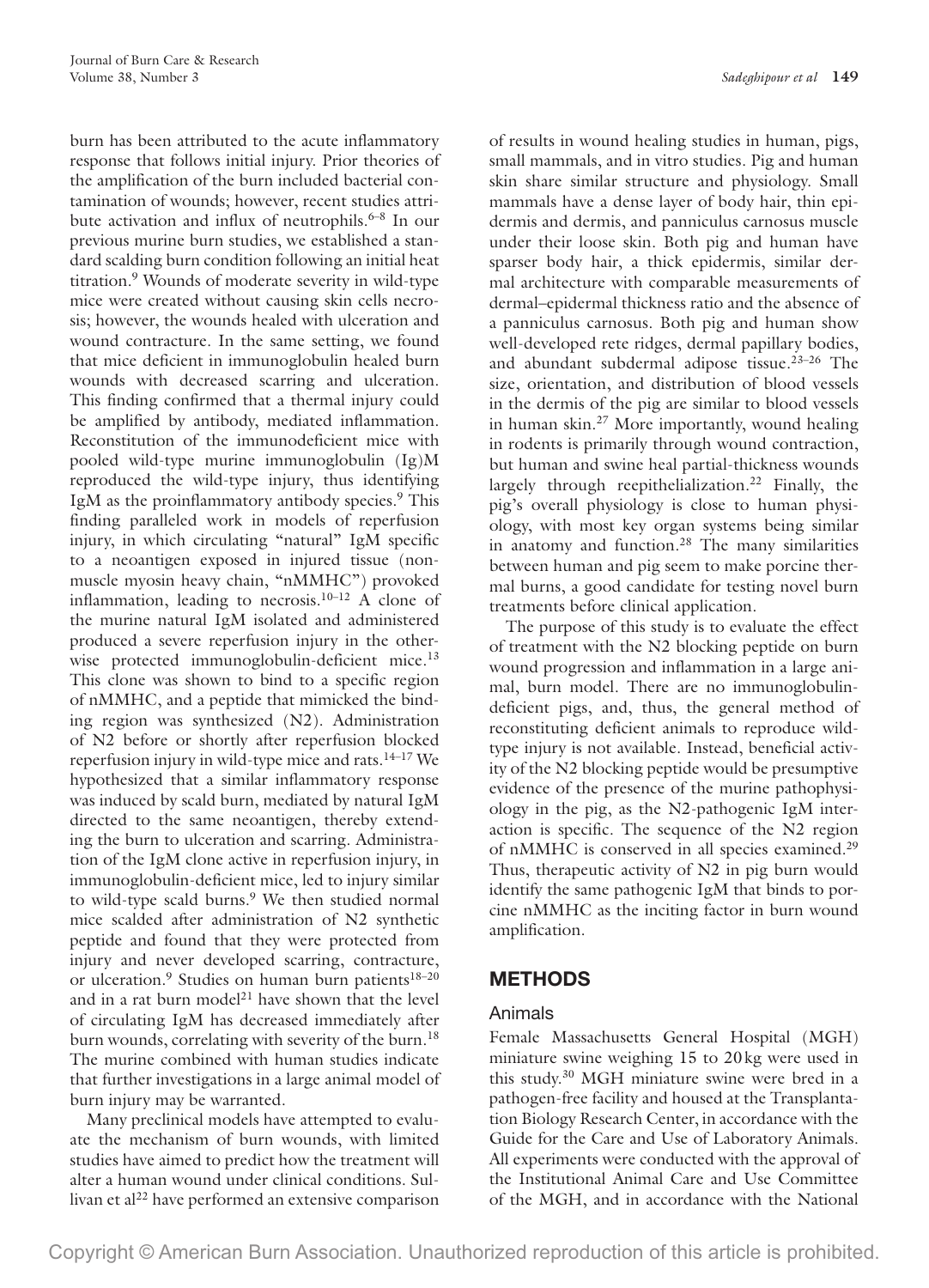burn has been attributed to the acute inflammatory response that follows initial injury. Prior theories of the amplification of the burn included bacterial contamination of wounds; however, recent studies attribute activation and influx of neutrophils.[6–8] In our previous murine burn studies, we established a standard scalding burn condition following an initial heat titration.[9] Wounds of moderate severity in wild-type mice were created without causing skin cells necrosis; however, the wounds healed with ulceration and wound contracture. In the same setting, we found that mice deficient in immunoglobulin healed burn wounds with decreased scarring and ulceration. This finding confirmed that a thermal injury could be amplified by antibody, mediated inflammation. Reconstitution of the immunodeficient mice with pooled wild-type murine immunoglobulin (Ig)M reproduced the wild-type injury, thus identifying IgM as the proinflammatory antibody species.[9] This finding paralleled work in models of reperfusion injury, in which circulating "natural" IgM specific to a neoantigen exposed in injured tissue (nonmuscle myosin heavy chain, "nMMHC") provoked inflammation, leading to necrosis.[10–12] A clone of the murine natural IgM isolated and administered produced a severe reperfusion injury in the otherwise protected immunoglobulin-deficient mice.[13] This clone was shown to bind to a specific region of nMMHC, and a peptide that mimicked the binding region was synthesized (N2). Administration of N2 before or shortly after reperfusion blocked reperfusion injury in wild-type mice and rats.[14–17] We hypothesized that a similar inflammatory response was induced by scald burn, mediated by natural IgM directed to the same neoantigen, thereby extending the burn to ulceration and scarring. Administration of the IgM clone active in reperfusion injury, in immunoglobulin-deficient mice, led to injury similar to wild-type scald burns.[9] We then studied normal mice scalded after administration of N2 synthetic peptide and found that they were protected from injury and never developed scarring, contracture, or ulceration.[9] Studies on human burn patients[18–20] and in a rat burn model[21] have shown that the level of circulating IgM has decreased immediately after burn wounds, correlating with severity of the burn.[18] The murine combined with human studies indicate that further investigations in a large animal model of burn injury may be warranted.

Many preclinical models have attempted to evaluate the mechanism of burn wounds, with limited studies have aimed to predict how the treatment will alter a human wound under clinical conditions. Sullivan et al[22] have performed an extensive comparison of results in wound healing studies in human, pigs, small mammals, and in vitro studies. Pig and human skin share similar structure and physiology. Small mammals have a dense layer of body hair, thin epidermis and dermis, and panniculus carnosus muscle under their loose skin. Both pig and human have sparser body hair, a thick epidermis, similar dermal architecture with comparable measurements of dermal–epidermal thickness ratio and the absence of a panniculus carnosus. Both pig and human show well-developed rete ridges, dermal papillary bodies, and abundant subdermal adipose tissue.[23–26] The size, orientation, and distribution of blood vessels in the dermis of the pig are similar to blood vessels in human skin.[27] More importantly, wound healing in rodents is primarily through wound contraction, but human and swine heal partial-thickness wounds largely through reepithelialization.[22] Finally, the pig's overall physiology is close to human physiology, with most key organ systems being similar in anatomy and function.[28] The many similarities between human and pig seem to make porcine thermal burns, a good candidate for testing novel burn treatments before clinical application.

The purpose of this study is to evaluate the effect of treatment with the N2 blocking peptide on burn wound progression and inflammation in a large animal, burn model. There are no immunoglobulin-deficient pigs, and, thus, the general method of reconstituting deficient animals to reproduce wild-type injury is not available. Instead, beneficial activity of the N2 blocking peptide would be presumptive evidence of the presence of the murine pathophysiology in the pig, as the N2-pathogenic IgM interaction is specific. The sequence of the N2 region of nMMHC is conserved in all species examined.[29] Thus, therapeutic activity of N2 in pig burn would identify the same pathogenic IgM that binds to porcine nMMHC as the inciting factor in burn wound amplification.

## METHODS

### Animals

Female Massachusetts General Hospital (MGH) miniature swine weighing 15 to 20 kg were used in this study.[30] MGH miniature swine were bred in a pathogen-free facility and housed at the Transplantation Biology Research Center, in accordance with the Guide for the Care and Use of Laboratory Animals. All experiments were conducted with the approval of the Institutional Animal Care and Use Committee of the MGH, and in accordance with the National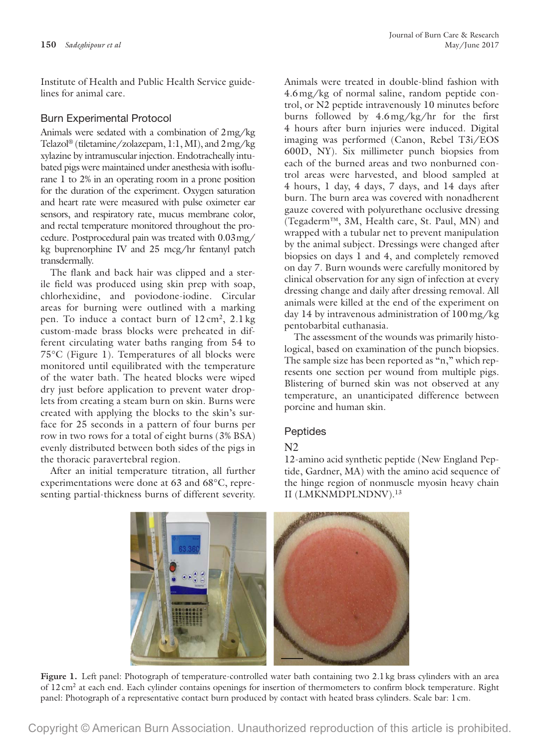Institute of Health and Public Health Service guidelines for animal care.

## Burn Experimental Protocol

Animals were sedated with a combination of 2 mg/kg Telazol® (tiletamine/zolazepam, 1:1, MI), and 2 mg/kg xylazine by intramuscular injection. Endotracheally intubated pigs were maintained under anesthesia with isoflurane 1 to 2% in an operating room in a prone position for the duration of the experiment. Oxygen saturation and heart rate were measured with pulse oximeter ear sensors, and respiratory rate, mucus membrane color, and rectal temperature monitored throughout the procedure. Postprocedural pain was treated with 0.03 mg/kg buprenorphine IV and 25 mcg/hr fentanyl patch transdermally.

The flank and back hair was clipped and a sterile field was produced using skin prep with soap, chlorhexidine, and poviodone-iodine. Circular areas for burning were outlined with a marking pen. To induce a contact burn of 12 cm², 2.1 kg custom-made brass blocks were preheated in different circulating water baths ranging from 54 to 75°C (Figure 1). Temperatures of all blocks were monitored until equilibrated with the temperature of the water bath. The heated blocks were wiped dry just before application to prevent water droplets from creating a steam burn on skin. Burns were created with applying the blocks to the skin's surface for 25 seconds in a pattern of four burns per row in two rows for a total of eight burns (3% BSA) evenly distributed between both sides of the pigs in the thoracic paravertebral region.

After an initial temperature titration, all further experimentations were done at 63 and 68°C, representing partial-thickness burns of different severity. Animals were treated in double-blind fashion with 4.6 mg/kg of normal saline, random peptide control, or N2 peptide intravenously 10 minutes before burns followed by 4.6 mg/kg/hr for the first 4 hours after burn injuries were induced. Digital imaging was performed (Canon, Rebel T3i/EOS 600D, NY). Six millimeter punch biopsies from each of the burned areas and two nonburned control areas were harvested, and blood sampled at 4 hours, 1 day, 4 days, 7 days, and 14 days after burn. The burn area was covered with nonadherent gauze covered with polyurethane occlusive dressing (Tegaderm™, 3M, Health care, St. Paul, MN) and wrapped with a tubular net to prevent manipulation by the animal subject. Dressings were changed after biopsies on days 1 and 4, and completely removed on day 7. Burn wounds were carefully monitored by clinical observation for any sign of infection at every dressing change and daily after dressing removal. All animals were killed at the end of the experiment on day 14 by intravenous administration of 100 mg/kg pentobarbital euthanasia.

The assessment of the wounds was primarily histological, based on examination of the punch biopsies. The sample size has been reported as "n," which represents one section per wound from multiple pigs. Blistering of burned skin was not observed at any temperature, an unanticipated difference between porcine and human skin.

## Peptides

### N2

12-amino acid synthetic peptide (New England Peptide, Gardner, MA) with the amino acid sequence of the hinge region of nonmuscle myosin heavy chain II (LMKNMDPLNDNV).[13]

**Figure 1.** Left panel: Photograph of temperature-controlled water bath containing two 2.1 kg brass cylinders with an area of 12 cm² at each end. Each cylinder contains openings for insertion of thermometers to confirm block temperature. Right panel: Photograph of a representative contact burn produced by contact with heated brass cylinders. Scale bar: 1 cm.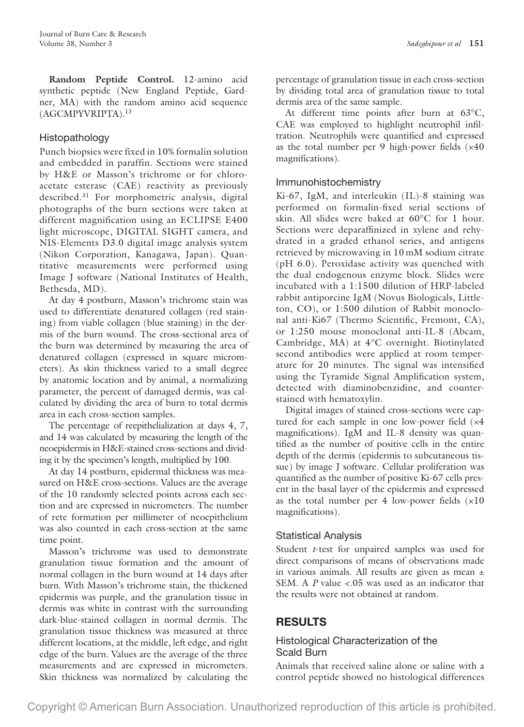**Random Peptide Control.** 12-amino acid synthetic peptide (New England Peptide, Gardner, MA) with the random amino acid sequence (AGCMPYVRIPTA).[13]

### Histopathology

Punch biopsies were fixed in 10% formalin solution and embedded in paraffin. Sections were stained by H&E or Masson's trichrome or for chloroacetate esterase (CAE) reactivity as previously described.[31] For morphometric analysis, digital photographs of the burn sections were taken at different magnification using an ECLIPSE E400 light microscope, DIGITAL SIGHT camera, and NIS-Elements D3.0 digital image analysis system (Nikon Corporation, Kanagawa, Japan). Quantitative measurements were performed using Image J software (National Institutes of Health, Bethesda, MD).

At day 4 postburn, Masson's trichrome stain was used to differentiate denatured collagen (red staining) from viable collagen (blue staining) in the dermis of the burn wound. The cross-sectional area of the burn was determined by measuring the area of denatured collagen (expressed in square micrometers). As skin thickness varied to a small degree by anatomic location and by animal, a normalizing parameter, the percent of damaged dermis, was calculated by dividing the area of burn to total dermis area in each cross-section samples.

The percentage of reepithelialization at days 4, 7, and 14 was calculated by measuring the length of the neoepidermis in H&E-stained cross-sections and dividing it by the specimen's length, multiplied by 100.

At day 14 postburn, epidermal thickness was measured on H&E cross-sections. Values are the average of the 10 randomly selected points across each section and are expressed in micrometers. The number of rete formation per millimeter of neoepithelium was also counted in each cross-section at the same time point.

Masson's trichrome was used to demonstrate granulation tissue formation and the amount of normal collagen in the burn wound at 14 days after burn. With Masson's trichrome stain, the thickened epidermis was purple, and the granulation tissue in dermis was white in contrast with the surrounding dark-blue-stained collagen in normal dermis. The granulation tissue thickness was measured at three different locations, at the middle, left edge, and right edge of the burn. Values are the average of the three measurements and are expressed in micrometers. Skin thickness was normalized by calculating the percentage of granulation tissue in each cross-section by dividing total area of granulation tissue to total dermis area of the same sample.

At different time points after burn at 63°C, CAE was employed to highlight neutrophil infiltration. Neutrophils were quantified and expressed as the total number per 9 high-power fields (×40 magnifications).

### Immunohistochemistry

Ki-67, IgM, and interleukin (IL)-8 staining was performed on formalin-fixed serial sections of skin. All slides were baked at 60°C for 1 hour. Sections were deparaffinized in xylene and rehydrated in a graded ethanol series, and antigens retrieved by microwaving in 10 mM sodium citrate (pH 6.0). Peroxidase activity was quenched with the dual endogenous enzyme block. Slides were incubated with a 1:1500 dilution of HRP-labeled rabbit antiporcine IgM (Novus Biologicals, Littleton, CO), or 1:500 dilution of Rabbit monoclonal anti-Ki67 (Thermo Scientific, Fremont, CA), or 1:250 mouse monoclonal anti-IL-8 (Abcam, Cambridge, MA) at 4°C overnight. Biotinylated second antibodies were applied at room temperature for 20 minutes. The signal was intensified using the Tyramide Signal Amplification system, detected with diaminobenzidine, and counterstained with hematoxylin.

Digital images of stained cross-sections were captured for each sample in one low-power field (×4 magnifications). IgM and IL-8 density was quantified as the number of positive cells in the entire depth of the dermis (epidermis to subcutaneous tissue) by image J software. Cellular proliferation was quantified as the number of positive Ki-67 cells present in the basal layer of the epidermis and expressed as the total number per 4 low-power fields (×10 magnifications).

### Statistical Analysis

Student *t*-test for unpaired samples was used for direct comparisons of means of observations made in various animals. All results are given as mean ± SEM. A $P$ value <.05 was used as an indicator that the results were not obtained at random.

## RESULTS

### Histological Characterization of the Scald Burn

Animals that received saline alone or saline with a control peptide showed no histological differences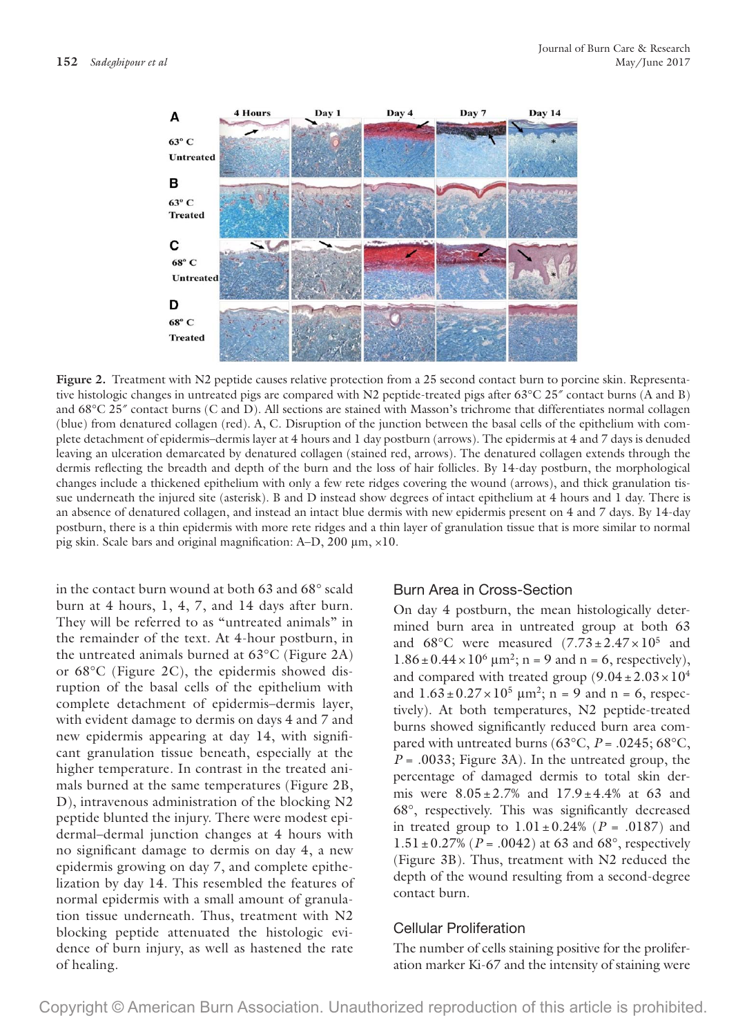**Figure 2.** Treatment with N2 peptide causes relative protection from a 25 second contact burn to porcine skin. Representative histologic changes in untreated pigs are compared with N2 peptide-treated pigs after 63°C 25″ contact burns (A and B) and 68°C 25″ contact burns (C and D). All sections are stained with Masson's trichrome that differentiates normal collagen (blue) from denatured collagen (red). A, C. Disruption of the junction between the basal cells of the epithelium with complete detachment of epidermis–dermis layer at 4 hours and 1 day postburn (arrows). The epidermis at 4 and 7 days is denuded leaving an ulceration demarcated by denatured collagen (stained red, arrows). The denatured collagen extends through the dermis reflecting the breadth and depth of the burn and the loss of hair follicles. By 14-day postburn, the morphological changes include a thickened epithelium with only a few rete ridges covering the wound (arrows), and thick granulation tissue underneath the injured site (asterisk). B and D instead show degrees of intact epithelium at 4 hours and 1 day. There is an absence of denatured collagen, and instead an intact blue dermis with new epidermis present on 4 and 7 days. By 14-day postburn, there is a thin epidermis with more rete ridges and a thin layer of granulation tissue that is more similar to normal pig skin. Scale bars and original magnification: A–D, 200 µm, ×10.

in the contact burn wound at both 63 and 68° scald burn at 4 hours, 1, 4, 7, and 14 days after burn. They will be referred to as "untreated animals" in the remainder of the text. At 4-hour postburn, in the untreated animals burned at 63°C (Figure 2A) or 68°C (Figure 2C), the epidermis showed disruption of the basal cells of the epithelium with complete detachment of epidermis–dermis layer, with evident damage to dermis on days 4 and 7 and new epidermis appearing at day 14, with significant granulation tissue beneath, especially at the higher temperature. In contrast in the treated animals burned at the same temperatures (Figure 2B, D), intravenous administration of the blocking N2 peptide blunted the injury. There were modest epidermal–dermal junction changes at 4 hours with no significant damage to dermis on day 4, a new epidermis growing on day 7, and complete epithelization by day 14. This resembled the features of normal epidermis with a small amount of granulation tissue underneath. Thus, treatment with N2 blocking peptide attenuated the histologic evidence of burn injury, as well as hastened the rate of healing.

## Burn Area in Cross-Section

On day 4 postburn, the mean histologically determined burn area in untreated group at both 63 and 68°C were measured ($7.73 \pm 2.47 \times 10^5$ and $1.86 \pm 0.44 \times 10^6$ µm$^2$; n = 9 and n = 6, respectively), and compared with treated group ($9.04 \pm 2.03 \times 10^4$ and $1.63 \pm 0.27 \times 10^5$ µm$^2$; n = 9 and n = 6, respectively). At both temperatures, N2 peptide-treated burns showed significantly reduced burn area compared with untreated burns (63°C, $P = .0245$; 68°C, $P = .0033$; Figure 3A). In the untreated group, the percentage of damaged dermis to total skin dermis were $8.05 \pm 2.7$% and $17.9 \pm 4.4$% at 63 and 68°, respectively. This was significantly decreased in treated group to $1.01 \pm 0.24$% ($P = .0187$) and $1.51 \pm 0.27$% ($P = .0042$) at 63 and 68°, respectively (Figure 3B). Thus, treatment with N2 reduced the depth of the wound resulting from a second-degree contact burn.

## Cellular Proliferation

The number of cells staining positive for the proliferation marker Ki-67 and the intensity of staining were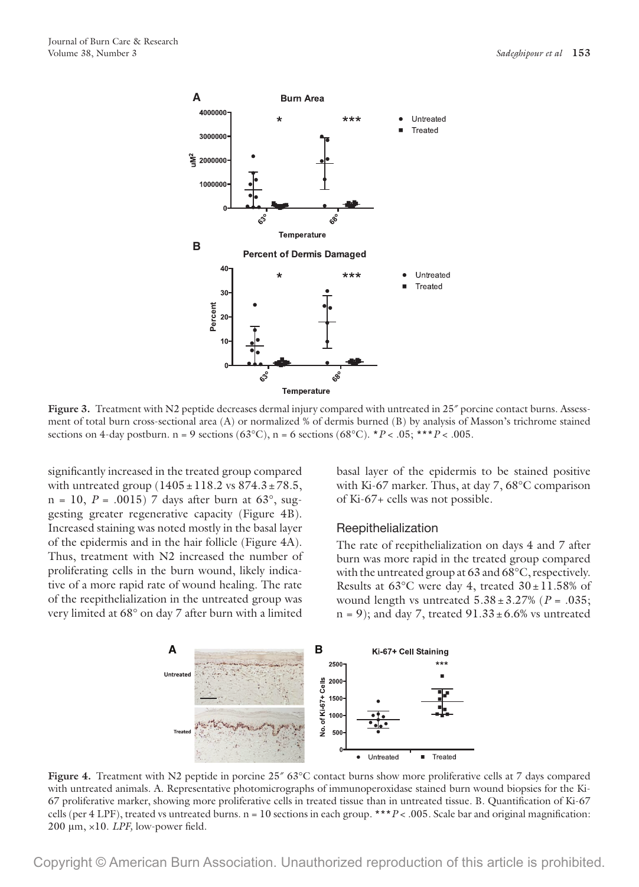**Figure 3.** Treatment with N2 peptide decreases dermal injury compared with untreated in 25″ porcine contact burns. Assessment of total burn cross-sectional area (A) or normalized % of dermis burned (B) by analysis of Masson's trichrome stained sections on 4-day postburn. n = 9 sections (63°C), n = 6 sections (68°C). *$P < .05$; ***$P < .005$.

significantly increased in the treated group compared with untreated group (1405 ± 118.2 vs 874.3 ± 78.5, n = 10, $P = .0015$) 7 days after burn at 63°, suggesting greater regenerative capacity (Figure 4B). Increased staining was noted mostly in the basal layer of the epidermis and in the hair follicle (Figure 4A). Thus, treatment with N2 increased the number of proliferating cells in the burn wound, likely indicative of a more rapid rate of wound healing. The rate of the reepithelialization in the untreated group was very limited at 68° on day 7 after burn with a limited basal layer of the epidermis to be stained positive with Ki-67 marker. Thus, at day 7, 68°C comparison of Ki-67+ cells was not possible.

### Reepithelialization

The rate of reepithelialization on days 4 and 7 after burn was more rapid in the treated group compared with the untreated group at 63 and 68°C, respectively. Results at 63°C were day 4, treated 30 ± 11.58% of wound length vs untreated 5.38 ± 3.27% ($P = .035$; n = 9); and day 7, treated 91.33 ± 6.6% vs untreated

**Figure 4.** Treatment with N2 peptide in porcine 25″ 63°C contact burns show more proliferative cells at 7 days compared with untreated animals. A. Representative photomicrographs of immunoperoxidase stained burn wound biopsies for the Ki-67 proliferative marker, showing more proliferative cells in treated tissue than in untreated tissue. B. Quantification of Ki-67 cells (per 4 LPF), treated vs untreated burns. n = 10 sections in each group. ***$P < .005$. Scale bar and original magnification: 200 μm, ×10. *LPF,* low-power field.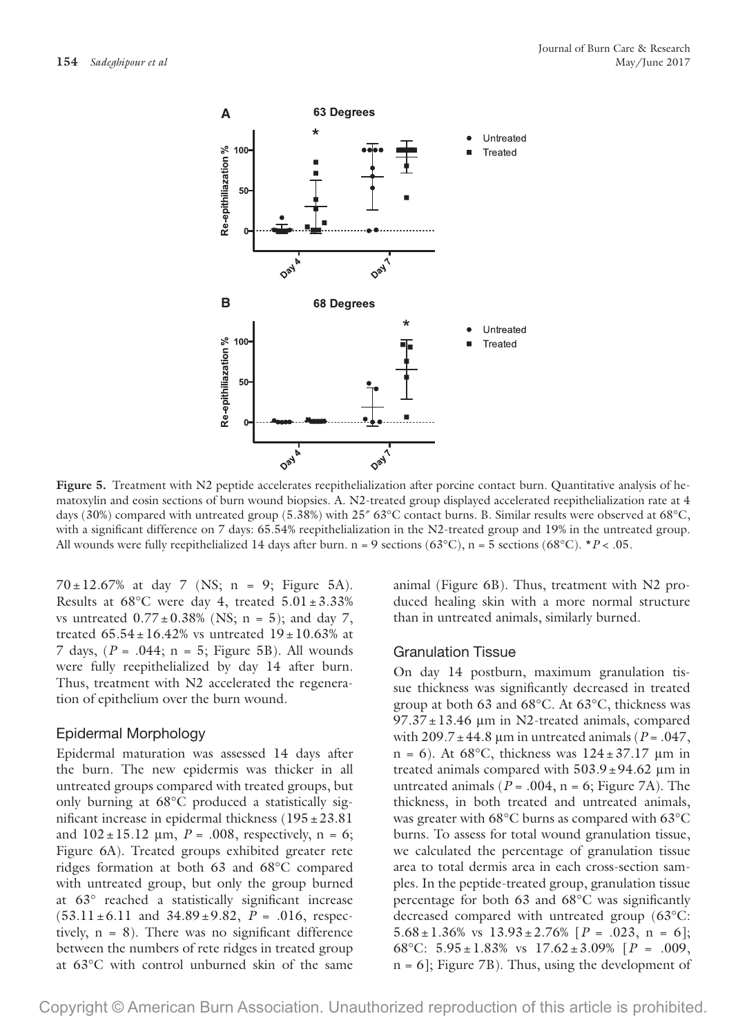**Figure 5.** Treatment with N2 peptide accelerates reepithelialization after porcine contact burn. Quantitative analysis of hematoxylin and eosin sections of burn wound biopsies. A. N2-treated group displayed accelerated reepithelialization rate at 4 days (30%) compared with untreated group (5.38%) with 25″ 63°C contact burns. B. Similar results were observed at 68°C, with a significant difference on 7 days: 65.54% reepithelialization in the N2-treated group and 19% in the untreated group. All wounds were fully reepithelialized 14 days after burn. n = 9 sections (63°C), n = 5 sections (68°C). *$P < .05$.

70 ± 12.67% at day 7 (NS; n = 9; Figure 5A). Results at 68°C were day 4, treated 5.01 ± 3.33% vs untreated 0.77 ± 0.38% (NS; n = 5); and day 7, treated 65.54 ± 16.42% vs untreated 19 ± 10.63% at 7 days, ($P$ = .044; n = 5; Figure 5B). All wounds were fully reepithelialized by day 14 after burn. Thus, treatment with N2 accelerated the regeneration of epithelium over the burn wound.

## Epidermal Morphology

Epidermal maturation was assessed 14 days after the burn. The new epidermis was thicker in all untreated groups compared with treated groups, but only burning at 68°C produced a statistically significant increase in epidermal thickness (195 ± 23.81 and 102 ± 15.12 μm, $P$ = .008, respectively, n = 6; Figure 6A). Treated groups exhibited greater rete ridges formation at both 63 and 68°C compared with untreated group, but only the group burned at 63° reached a statistically significant increase (53.11 ± 6.11 and 34.89 ± 9.82, $P$ = .016, respectively, n = 8). There was no significant difference between the numbers of rete ridges in treated group at 63°C with control unburned skin of the same animal (Figure 6B). Thus, treatment with N2 produced healing skin with a more normal structure than in untreated animals, similarly burned.

## Granulation Tissue

On day 14 postburn, maximum granulation tissue thickness was significantly decreased in treated group at both 63 and 68°C. At 63°C, thickness was 97.37 ± 13.46 μm in N2-treated animals, compared with 209.7 ± 44.8 μm in untreated animals ($P$ = .047, n = 6). At 68°C, thickness was 124 ± 37.17 μm in treated animals compared with 503.9 ± 94.62 μm in untreated animals ($P$ = .004, n = 6; Figure 7A). The thickness, in both treated and untreated animals, was greater with 68°C burns as compared with 63°C burns. To assess for total wound granulation tissue, we calculated the percentage of granulation tissue area to total dermis area in each cross-section samples. In the peptide-treated group, granulation tissue percentage for both 63 and 68°C was significantly decreased compared with untreated group (63°C: 5.68 ± 1.36% vs 13.93 ± 2.76% [$P$ = .023, n = 6]; 68°C: 5.95 ± 1.83% vs 17.62 ± 3.09% [$P$ = .009, n = 6]; Figure 7B). Thus, using the development of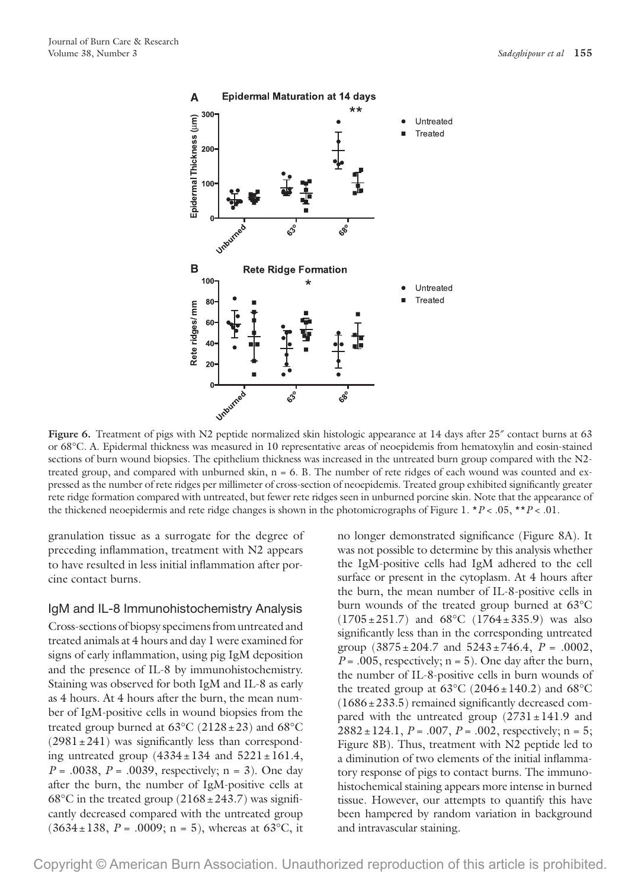**Figure 6.** Treatment of pigs with N2 peptide normalized skin histologic appearance at 14 days after 25″ contact burns at 63 or 68°C. A. Epidermal thickness was measured in 10 representative areas of neoepidemis from hematoxylin and eosin-stained sections of burn wound biopsies. The epithelium thickness was increased in the untreated burn group compared with the N2-treated group, and compared with unburned skin, n = 6. B. The number of rete ridges of each wound was counted and expressed as the number of rete ridges per millimeter of cross-section of neoepidemis. Treated group exhibited significantly greater rete ridge formation compared with untreated, but fewer rete ridges seen in unburned porcine skin. Note that the appearance of the thickened neoepidermis and rete ridge changes is shown in the photomicrographs of Figure 1. *$P < .05$, **$P < .01$.

granulation tissue as a surrogate for the degree of preceding inflammation, treatment with N2 appears to have resulted in less initial inflammation after porcine contact burns.

## IgM and IL-8 Immunohistochemistry Analysis

Cross-sections of biopsy specimens from untreated and treated animals at 4 hours and day 1 were examined for signs of early inflammation, using pig IgM deposition and the presence of IL-8 by immunohistochemistry. Staining was observed for both IgM and IL-8 as early as 4 hours. At 4 hours after the burn, the mean number of IgM-positive cells in wound biopsies from the treated group burned at 63°C (2128 ± 23) and 68°C (2981 ± 241) was significantly less than corresponding untreated group (4334 ± 134 and 5221 ± 161.4, $P = .0038$, $P = .0039$, respectively; n = 3). One day after the burn, the number of IgM-positive cells at 68°C in the treated group (2168 ± 243.7) was significantly decreased compared with the untreated group (3634 ± 138, $P = .0009$; n = 5), whereas at 63°C, it no longer demonstrated significance (Figure 8A). It was not possible to determine by this analysis whether the IgM-positive cells had IgM adhered to the cell surface or present in the cytoplasm. At 4 hours after the burn, the mean number of IL-8-positive cells in burn wounds of the treated group burned at 63°C (1705 ± 251.7) and 68°C (1764 ± 335.9) was also significantly less than in the corresponding untreated group (3875 ± 204.7 and 5243 ± 746.4, $P = .0002$, $P = .005$, respectively; n = 5). One day after the burn, the number of IL-8-positive cells in burn wounds of the treated group at 63°C (2046 ± 140.2) and 68°C (1686 ± 233.5) remained significantly decreased compared with the untreated group (2731 ± 141.9 and 2882 ± 124.1, $P = .007$, $P = .002$, respectively; n = 5; Figure 8B). Thus, treatment with N2 peptide led to a diminution of two elements of the initial inflammatory response of pigs to contact burns. The immunohistochemical staining appears more intense in burned tissue. However, our attempts to quantify this have been hampered by random variation in background and intravascular staining.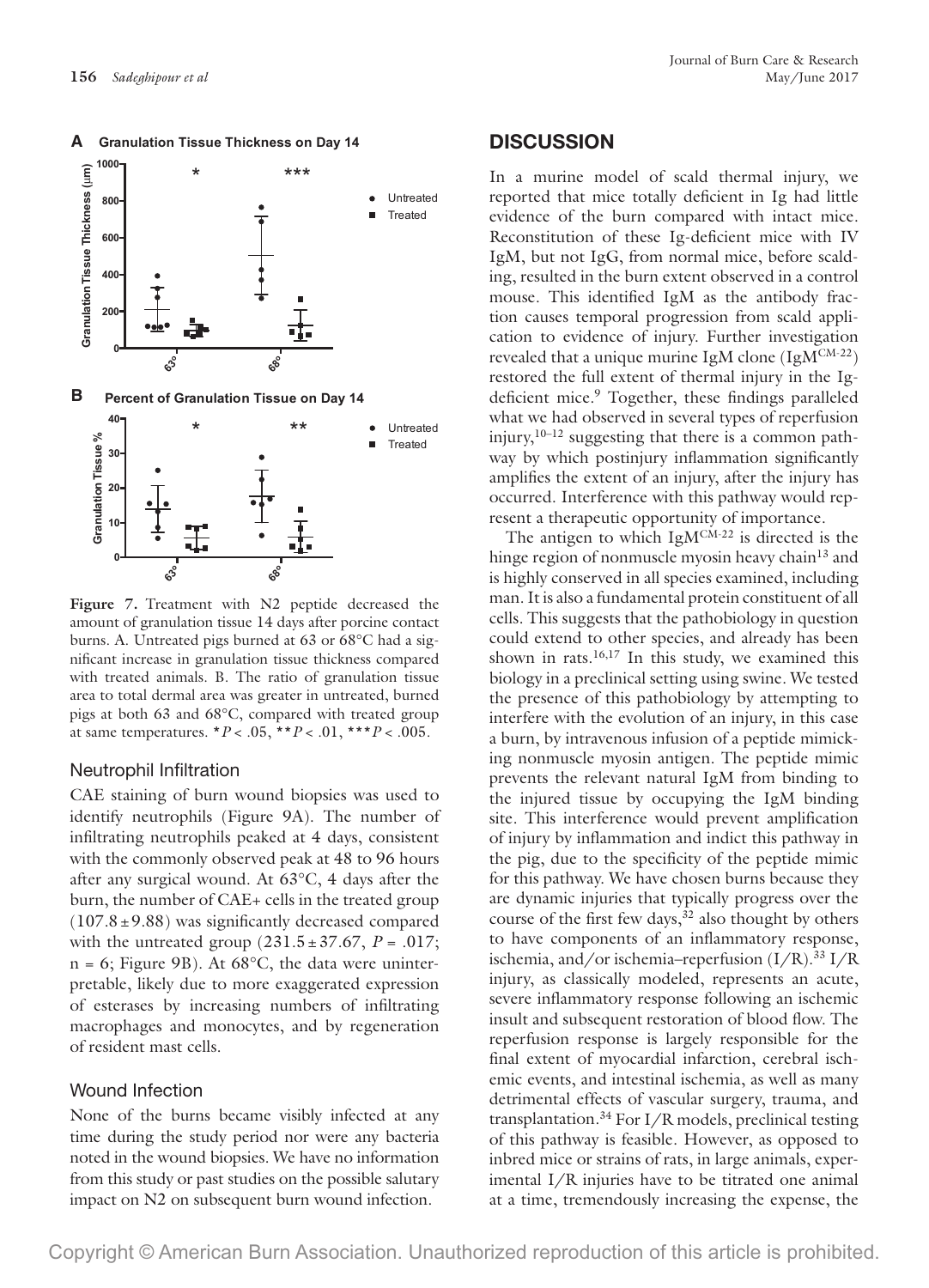Figure 7. Treatment with N2 peptide decreased the amount of granulation tissue 14 days after porcine contact burns. A. Untreated pigs burned at 63 or 68°C had a significant increase in granulation tissue thickness compared with treated animals. B. The ratio of granulation tissue area to total dermal area was greater in untreated, burned pigs at both 63 and 68°C, compared with treated group at same temperatures. $^{*}P < .05$, $^{**}P < .01$, $^{***}P < .005$.

### Neutrophil Infiltration

CAE staining of burn wound biopsies was used to identify neutrophils (Figure 9A). The number of infiltrating neutrophils peaked at 4 days, consistent with the commonly observed peak at 48 to 96 hours after any surgical wound. At 63°C, 4 days after the burn, the number of CAE+ cells in the treated group ($107.8 \pm 9.88$) was significantly decreased compared with the untreated group ($231.5 \pm 37.67$, $P = .017$; n = 6; Figure 9B). At 68°C, the data were uninterpretable, likely due to more exaggerated expression of esterases by increasing numbers of infiltrating macrophages and monocytes, and by regeneration of resident mast cells.

### Wound Infection

None of the burns became visibly infected at any time during the study period nor were any bacteria noted in the wound biopsies. We have no information from this study or past studies on the possible salutary impact on N2 on subsequent burn wound infection.

## DISCUSSION

In a murine model of scald thermal injury, we reported that mice totally deficient in Ig had little evidence of the burn compared with intact mice. Reconstitution of these Ig-deficient mice with IV IgM, but not IgG, from normal mice, before scalding, resulted in the burn extent observed in a control mouse. This identified IgM as the antibody fraction causes temporal progression from scald application to evidence of injury. Further investigation revealed that a unique murine IgM clone ($IgM^{CM-22}$) restored the full extent of thermal injury in the Ig-deficient mice.[9] Together, these findings paralleled what we had observed in several types of reperfusion injury,[10–12] suggesting that there is a common pathway by which postinjury inflammation significantly amplifies the extent of an injury, after the injury has occurred. Interference with this pathway would represent a therapeutic opportunity of importance.

The antigen to which $IgM^{CM-22}$ is directed is the hinge region of nonmuscle myosin heavy chain[13] and is highly conserved in all species examined, including man. It is also a fundamental protein constituent of all cells. This suggests that the pathobiology in question could extend to other species, and already has been shown in rats.[16,17] In this study, we examined this biology in a preclinical setting using swine. We tested the presence of this pathobiology by attempting to interfere with the evolution of an injury, in this case a burn, by intravenous infusion of a peptide mimicking nonmuscle myosin antigen. The peptide mimic prevents the relevant natural IgM from binding to the injured tissue by occupying the IgM binding site. This interference would prevent amplification of injury by inflammation and indict this pathway in the pig, due to the specificity of the peptide mimic for this pathway. We have chosen burns because they are dynamic injuries that typically progress over the course of the first few days,[32] also thought by others to have components of an inflammatory response, ischemia, and/or ischemia–reperfusion (I/R).[33] I/R injury, as classically modeled, represents an acute, severe inflammatory response following an ischemic insult and subsequent restoration of blood flow. The reperfusion response is largely responsible for the final extent of myocardial infarction, cerebral ischemic events, and intestinal ischemia, as well as many detrimental effects of vascular surgery, trauma, and transplantation.[34] For I/R models, preclinical testing of this pathway is feasible. However, as opposed to inbred mice or strains of rats, in large animals, experimental I/R injuries have to be titrated one animal at a time, tremendously increasing the expense, the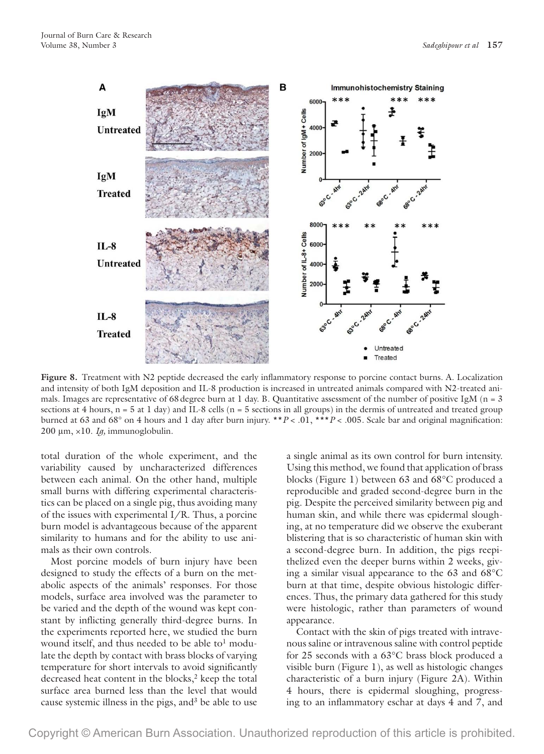**Figure 8.** Treatment with N2 peptide decreased the early inflammatory response to porcine contact burns. A. Localization and intensity of both IgM deposition and IL-8 production is increased in untreated animals compared with N2-treated animals. Images are representative of 68 degree burn at 1 day. B. Quantitative assessment of the number of positive IgM (n = 3 sections at 4 hours, n = 5 at 1 day) and IL-8 cells (n = 5 sections in all groups) in the dermis of untreated and treated group burned at 63 and 68° on 4 hours and 1 day after burn injury. $**P < .01$, $***P < .005$. Scale bar and original magnification: 200 μm, ×10. *Ig*, immunoglobulin.

total duration of the whole experiment, and the variability caused by uncharacterized differences between each animal. On the other hand, multiple small burns with differing experimental characteristics can be placed on a single pig, thus avoiding many of the issues with experimental I/R. Thus, a porcine burn model is advantageous because of the apparent similarity to humans and for the ability to use animals as their own controls.

Most porcine models of burn injury have been designed to study the effects of a burn on the metabolic aspects of the animals' responses. For those models, surface area involved was the parameter to be varied and the depth of the wound was kept constant by inflicting generally third-degree burns. In the experiments reported here, we studied the burn wound itself, and thus needed to be able to[1] modulate the depth by contact with brass blocks of varying temperature for short intervals to avoid significantly decreased heat content in the blocks,[2] keep the total surface area burned less than the level that would cause systemic illness in the pigs, and[3] be able to use a single animal as its own control for burn intensity. Using this method, we found that application of brass blocks (Figure 1) between 63 and 68°C produced a reproducible and graded second-degree burn in the pig. Despite the perceived similarity between pig and human skin, and while there was epidermal sloughing, at no temperature did we observe the exuberant blistering that is so characteristic of human skin with a second-degree burn. In addition, the pigs reepithelized even the deeper burns within 2 weeks, giving a similar visual appearance to the 63 and 68°C burn at that time, despite obvious histologic differences. Thus, the primary data gathered for this study were histologic, rather than parameters of wound appearance.

Contact with the skin of pigs treated with intravenous saline or intravenous saline with control peptide for 25 seconds with a 63°C brass block produced a visible burn (Figure 1), as well as histologic changes characteristic of a burn injury (Figure 2A). Within 4 hours, there is epidermal sloughing, progressing to an inflammatory eschar at days 4 and 7, and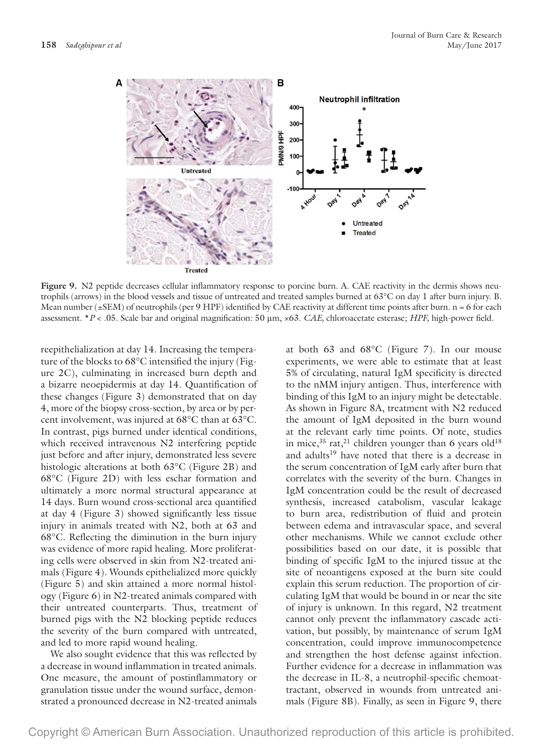**Figure 9.** N2 peptide decreases cellular inflammatory response to porcine burn. A. CAE reactivity in the dermis shows neutrophils (arrows) in the blood vessels and tissue of untreated and treated samples burned at 63°C on day 1 after burn injury. B. Mean number (±SEM) of neutrophils (per 9 HPF) identified by CAE reactivity at different time points after burn. n = 6 for each assessment. *$P < .05$. Scale bar and original magnification: 50 μm, ×63. *CAE,* chloroacetate esterase; *HPF,* high-power field.

reepithelialization at day 14. Increasing the temperature of the blocks to 68°C intensified the injury (Figure 2C), culminating in increased burn depth and a bizarre neoepidermis at day 14. Quantification of these changes (Figure 3) demonstrated that on day 4, more of the biopsy cross-section, by area or by percent involvement, was injured at 68°C than at 63°C. In contrast, pigs burned under identical conditions, which received intravenous N2 interfering peptide just before and after injury, demonstrated less severe histologic alterations at both 63°C (Figure 2B) and 68°C (Figure 2D) with less eschar formation and ultimately a more normal structural appearance at 14 days. Burn wound cross-sectional area quantified at day 4 (Figure 3) showed significantly less tissue injury in animals treated with N2, both at 63 and 68°C. Reflecting the diminution in the burn injury was evidence of more rapid healing. More proliferating cells were observed in skin from N2-treated animals (Figure 4). Wounds epithelialized more quickly (Figure 5) and skin attained a more normal histology (Figure 6) in N2-treated animals compared with their untreated counterparts. Thus, treatment of burned pigs with the N2 blocking peptide reduces the severity of the burn compared with untreated, and led to more rapid wound healing.

We also sought evidence that this was reflected by a decrease in wound inflammation in treated animals. One measure, the amount of postinflammatory or granulation tissue under the wound surface, demonstrated a pronounced decrease in N2-treated animals at both 63 and 68°C (Figure 7). In our mouse experiments, we were able to estimate that at least 5% of circulating, natural IgM specificity is directed to the nMM injury antigen. Thus, interference with binding of this IgM to an injury might be detectable. As shown in Figure 8A, treatment with N2 reduced the amount of IgM deposited in the burn wound at the relevant early time points. Of note, studies in mice,[35] rat,[21] children younger than 6 years old[18] and adults[19] have noted that there is a decrease in the serum concentration of IgM early after burn that correlates with the severity of the burn. Changes in IgM concentration could be the result of decreased synthesis, increased catabolism, vascular leakage to burn area, redistribution of fluid and protein between edema and intravascular space, and several other mechanisms. While we cannot exclude other possibilities based on our date, it is possible that binding of specific IgM to the injured tissue at the site of neoantigens exposed at the burn site could explain this serum reduction. The proportion of circulating IgM that would be bound in or near the site of injury is unknown. In this regard, N2 treatment cannot only prevent the inflammatory cascade activation, but possibly, by maintenance of serum IgM concentration, could improve immunocompetence and strengthen the host defense against infection. Further evidence for a decrease in inflammation was the decrease in IL-8, a neutrophil-specific chemoattractant, observed in wounds from untreated animals (Figure 8B). Finally, as seen in Figure 9, there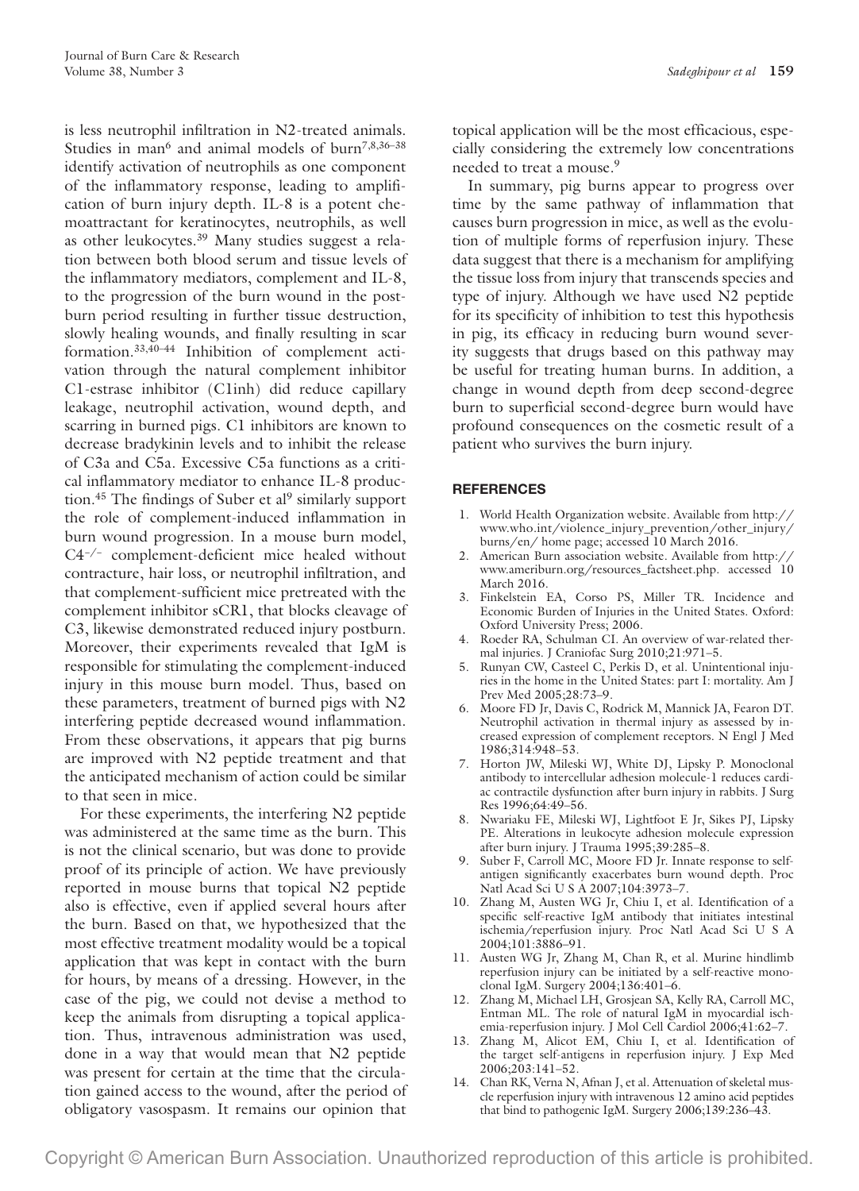is less neutrophil infiltration in N2-treated animals. Studies in man[6] and animal models of burn[7,8,36–38] identify activation of neutrophils as one component of the inflammatory response, leading to amplification of burn injury depth. IL-8 is a potent chemoattractant for keratinocytes, neutrophils, as well as other leukocytes.[39] Many studies suggest a relation between both blood serum and tissue levels of the inflammatory mediators, complement and IL-8, to the progression of the burn wound in the postburn period resulting in further tissue destruction, slowly healing wounds, and finally resulting in scar formation.[33,40–44] Inhibition of complement activation through the natural complement inhibitor C1-estrase inhibitor (C1inh) did reduce capillary leakage, neutrophil activation, wound depth, and scarring in burned pigs. C1 inhibitors are known to decrease bradykinin levels and to inhibit the release of C3a and C5a. Excessive C5a functions as a critical inflammatory mediator to enhance IL-8 production.[45] The findings of Suber et al[9] similarly support the role of complement-induced inflammation in burn wound progression. In a mouse burn model, $C4^{-/-}$ complement-deficient mice healed without contracture, hair loss, or neutrophil infiltration, and that complement-sufficient mice pretreated with the complement inhibitor sCR1, that blocks cleavage of C3, likewise demonstrated reduced injury postburn. Moreover, their experiments revealed that IgM is responsible for stimulating the complement-induced injury in this mouse burn model. Thus, based on these parameters, treatment of burned pigs with N2 interfering peptide decreased wound inflammation. From these observations, it appears that pig burns are improved with N2 peptide treatment and that the anticipated mechanism of action could be similar to that seen in mice.

For these experiments, the interfering N2 peptide was administered at the same time as the burn. This is not the clinical scenario, but was done to provide proof of its principle of action. We have previously reported in mouse burns that topical N2 peptide also is effective, even if applied several hours after the burn. Based on that, we hypothesized that the most effective treatment modality would be a topical application that was kept in contact with the burn for hours, by means of a dressing. However, in the case of the pig, we could not devise a method to keep the animals from disrupting a topical application. Thus, intravenous administration was used, done in a way that would mean that N2 peptide was present for certain at the time that the circulation gained access to the wound, after the period of obligatory vasospasm. It remains our opinion that topical application will be the most efficacious, especially considering the extremely low concentrations needed to treat a mouse.[9]

In summary, pig burns appear to progress over time by the same pathway of inflammation that causes burn progression in mice, as well as the evolution of multiple forms of reperfusion injury. These data suggest that there is a mechanism for amplifying the tissue loss from injury that transcends species and type of injury. Although we have used N2 peptide for its specificity of inhibition to test this hypothesis in pig, its efficacy in reducing burn wound severity suggests that drugs based on this pathway may be useful for treating human burns. In addition, a change in wound depth from deep second-degree burn to superficial second-degree burn would have profound consequences on the cosmetic result of a patient who survives the burn injury.

## REFERENCES

1. World Health Organization website. Available from http://www.who.int/violence_injury_prevention/other_injury/burns/en/ home page; accessed 10 March 2016.
2. American Burn association website. Available from http://www.ameriburn.org/resources_factsheet.php. accessed 10 March 2016.
3. Finkelstein EA, Corso PS, Miller TR. Incidence and Economic Burden of Injuries in the United States. Oxford: Oxford University Press; 2006.
4. Roeder RA, Schulman CI. An overview of war-related thermal injuries. J Craniofac Surg 2010;21:971–5.
5. Runyan CW, Casteel C, Perkis D, et al. Unintentional injuries in the home in the United States: part I: mortality. Am J Prev Med 2005;28:73–9.
6. Moore FD Jr, Davis C, Rodrick M, Mannick JA, Fearon DT. Neutrophil activation in thermal injury as assessed by increased expression of complement receptors. N Engl J Med 1986;314:948–53.
7. Horton JW, Mileski WJ, White DJ, Lipsky P. Monoclonal antibody to intercellular adhesion molecule-1 reduces cardiac contractile dysfunction after burn injury in rabbits. J Surg Res 1996;64:49–56.
8. Nwariaku FE, Mileski WJ, Lightfoot E Jr, Sikes PJ, Lipsky PE. Alterations in leukocyte adhesion molecule expression after burn injury. J Trauma 1995;39:285–8.
9. Suber F, Carroll MC, Moore FD Jr. Innate response to self-antigen significantly exacerbates burn wound depth. Proc Natl Acad Sci U S A 2007;104:3973–7.
10. Zhang M, Austen WG Jr, Chiu I, et al. Identification of a specific self-reactive IgM antibody that initiates intestinal ischemia/reperfusion injury. Proc Natl Acad Sci U S A 2004;101:3886–91.
11. Austen WG Jr, Zhang M, Chan R, et al. Murine hindlimb reperfusion injury can be initiated by a self-reactive monoclonal IgM. Surgery 2004;136:401–6.
12. Zhang M, Michael LH, Grosjean SA, Kelly RA, Carroll MC, Entman ML. The role of natural IgM in myocardial ischemia-reperfusion injury. J Mol Cell Cardiol 2006;41:62–7.
13. Zhang M, Alicot EM, Chiu I, et al. Identification of the target self-antigens in reperfusion injury. J Exp Med 2006;203:141–52.
14. Chan RK, Verna N, Afnan J, et al. Attenuation of skeletal muscle reperfusion injury with intravenous 12 amino acid peptides that bind to pathogenic IgM. Surgery 2006;139:236–43.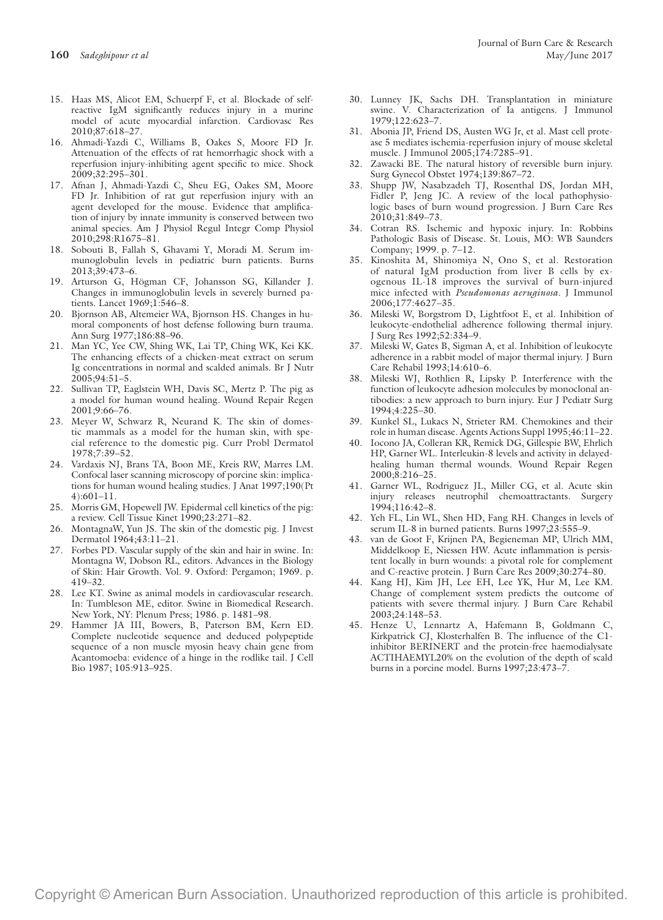15. Haas MS, Alicot EM, Schuerpf F, et al. Blockade of self-reactive IgM significantly reduces injury in a murine model of acute myocardial infarction. Cardiovasc Res 2010;87:618–27.
16. Ahmadi-Yazdi C, Williams B, Oakes S, Moore FD Jr. Attenuation of the effects of rat hemorrhagic shock with a reperfusion injury-inhibiting agent specific to mice. Shock 2009;32:295–301.
17. Afnan J, Ahmadi-Yazdi C, Sheu EG, Oakes SM, Moore FD Jr. Inhibition of rat gut reperfusion injury with an agent developed for the mouse. Evidence that amplification of injury by innate immunity is conserved between two animal species. Am J Physiol Regul Integr Comp Physiol 2010;298:R1675–81.
18. Sobouti B, Fallah S, Ghavami Y, Moradi M. Serum immunoglobulin levels in pediatric burn patients. Burns 2013;39:473–6.
19. Arturson G, Högman CF, Johansson SG, Killander J. Changes in immunoglobulin levels in severely burned patients. Lancet 1969;1:546–8.
20. Bjornson AB, Altemeier WA, Bjornson HS. Changes in humoral components of host defense following burn trauma. Ann Surg 1977;186:88–96.
21. Man YC, Yee CW, Shing WK, Lai TP, Ching WK, Kei KK. The enhancing effects of a chicken-meat extract on serum Ig concentrations in normal and scalded animals. Br J Nutr 2005;94:51–5.
22. Sullivan TP, Eaglstein WH, Davis SC, Mertz P. The pig as a model for human wound healing. Wound Repair Regen 2001;9:66–76.
23. Meyer W, Schwarz R, Neurand K. The skin of domestic mammals as a model for the human skin, with special reference to the domestic pig. Curr Probl Dermatol 1978;7:39–52.
24. Vardaxis NJ, Brans TA, Boon ME, Kreis RW, Marres LM. Confocal laser scanning microscopy of porcine skin: implications for human wound healing studies. J Anat 1997;190(Pt 4):601–11.
25. Morris GM, Hopewell JW. Epidermal cell kinetics of the pig: a review. Cell Tissue Kinet 1990;23:271–82.
26. MontagnaW, Yun JS. The skin of the domestic pig. J Invest Dermatol 1964;43:11–21.
27. Forbes PD. Vascular supply of the skin and hair in swine. In: Montagna W, Dobson RL, editors. Advances in the Biology of Skin: Hair Growth. Vol. 9. Oxford: Pergamon; 1969. p. 419–32.
28. Lee KT. Swine as animal models in cardiovascular research. In: Tumbleson ME, editor. Swine in Biomedical Research. New York, NY: Plenum Press; 1986. p. 1481–98.
29. Hammer JA III, Bowers, B, Paterson BM, Kern ED. Complete nucleotide sequence and deduced polypeptide sequence of a non muscle myosin heavy chain gene from Acantomoeba: evidence of a hinge in the rodlike tail. J Cell Bio 1987; 105:913–925.
30. Lunney JK, Sachs DH. Transplantation in miniature swine. V. Characterization of Ia antigens. J Immunol 1979;122:623–7.
31. Abonia JP, Friend DS, Austen WG Jr, et al. Mast cell protease 5 mediates ischemia-reperfusion injury of mouse skeletal muscle. J Immunol 2005;174:7285–91.
32. Zawacki BE. The natural history of reversible burn injury. Surg Gynecol Obstet 1974;139:867–72.
33. Shupp JW, Nasabzadeh TJ, Rosenthal DS, Jordan MH, Fidler P, Jeng JC. A review of the local pathophysiologic bases of burn wound progression. J Burn Care Res 2010;31:849–73.
34. Cotran RS. Ischemic and hypoxic injury. In: Robbins Pathologic Basis of Disease. St. Louis, MO: WB Saunders Company; 1999. p. 7–12.
35. Kinoshita M, Shinomiya N, Ono S, et al. Restoration of natural IgM production from liver B cells by exogenous IL-18 improves the survival of burn-injured mice infected with *Pseudomonas aeruginosa*. J Immunol 2006;177:4627–35.
36. Mileski W, Borgstrom D, Lightfoot E, et al. Inhibition of leukocyte-endothelial adherence following thermal injury. J Surg Res 1992;52:334–9.
37. Mileski W, Gates B, Sigman A, et al. Inhibition of leukocyte adherence in a rabbit model of major thermal injury. J Burn Care Rehabil 1993;14:610–6.
38. Mileski WJ, Rothlien R, Lipsky P. Interference with the function of leukocyte adhesion molecules by monoclonal antibodies: a new approach to burn injury. Eur J Pediatr Surg 1994;4:225–30.
39. Kunkel SL, Lukacs N, Strieter RM. Chemokines and their role in human disease. Agents Actions Suppl 1995;46:11–22.
40. Iocono JA, Colleran KR, Remick DG, Gillespie BW, Ehrlich HP, Garner WL. Interleukin-8 levels and activity in delayed-healing human thermal wounds. Wound Repair Regen 2000;8:216–25.
41. Garner WL, Rodriguez JL, Miller CG, et al. Acute skin injury releases neutrophil chemoattractants. Surgery 1994;116:42–8.
42. Yeh FL, Lin WL, Shen HD, Fang RH. Changes in levels of serum IL-8 in burned patients. Burns 1997;23:555–9.
43. van de Goot F, Krijnen PA, Begieneman MP, Ulrich MM, Middelkoop E, Niessen HW. Acute inflammation is persistent locally in burn wounds: a pivotal role for complement and C-reactive protein. J Burn Care Res 2009;30:274–80.
44. Kang HJ, Kim JH, Lee EH, Lee YK, Hur M, Lee KM. Change of complement system predicts the outcome of patients with severe thermal injury. J Burn Care Rehabil 2003;24:148–53.
45. Henze U, Lennartz A, Hafemann B, Goldmann C, Kirkpatrick CJ, Klosterhalfen B. The influence of the C1-inhibitor BERINERT and the protein-free haemodialysate ACTIHAEMYL20% on the evolution of the depth of scald burns in a porcine model. Burns 1997;23:473–7.